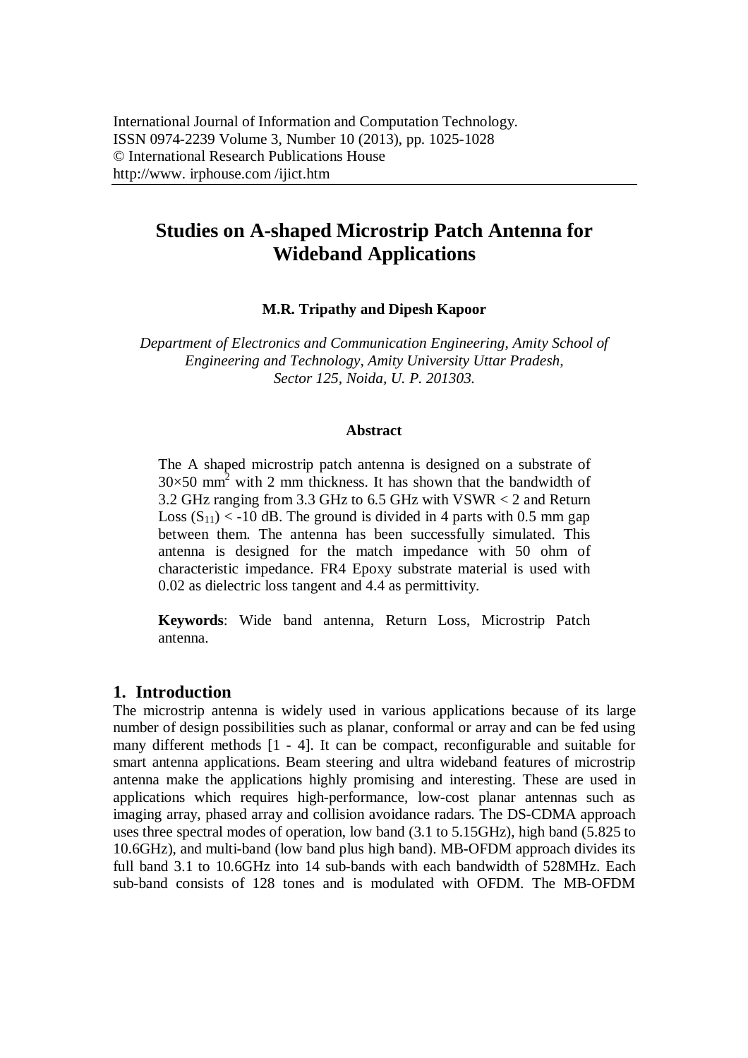# Studies on A-shaped Microstrip Patch Antenna for Wideband Applications

**M.R. Tripathy and Dipesh Kapoor**

*Department of Electronics and Communication Engineering, Amity School of Engineering and Technology, Amity University Uttar Pradesh, Sector 125, Noida, U. P. 201303.*

### Abstract

The A shaped microstrip patch antenna is designed on a substrate of $30\times50$ mm$^2$ with 2 mm thickness. It has shown that the bandwidth of 3.2 GHz ranging from 3.3 GHz to 6.5 GHz with VSWR < 2 and Return Loss ($S_{11}$) < -10 dB. The ground is divided in 4 parts with 0.5 mm gap between them. The antenna has been successfully simulated. This antenna is designed for the match impedance with 50 ohm of characteristic impedance. FR4 Epoxy substrate material is used with 0.02 as dielectric loss tangent and 4.4 as permittivity.

**Keywords**: Wide band antenna, Return Loss, Microstrip Patch antenna.

## 1. Introduction

The microstrip antenna is widely used in various applications because of its large number of design possibilities such as planar, conformal or array and can be fed using many different methods [1 - 4]. It can be compact, reconfigurable and suitable for smart antenna applications. Beam steering and ultra wideband features of microstrip antenna make the applications highly promising and interesting. These are used in applications which requires high-performance, low-cost planar antennas such as imaging array, phased array and collision avoidance radars. The DS-CDMA approach uses three spectral modes of operation, low band (3.1 to 5.15GHz), high band (5.825 to 10.6GHz), and multi-band (low band plus high band). MB-OFDM approach divides its full band 3.1 to 10.6GHz into 14 sub-bands with each bandwidth of 528MHz. Each sub-band consists of 128 tones and is modulated with OFDM. The MB-OFDM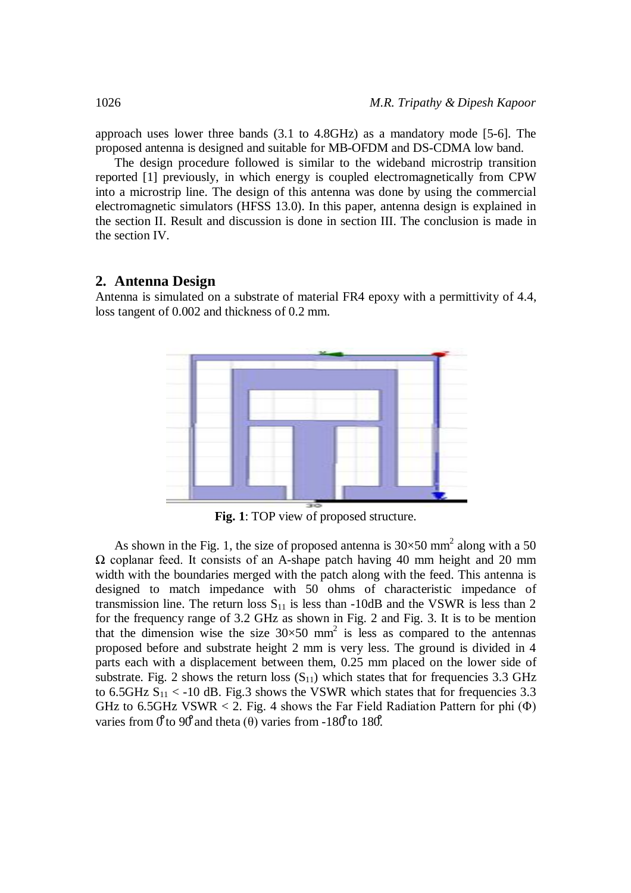approach uses lower three bands (3.1 to 4.8GHz) as a mandatory mode [5-6]. The proposed antenna is designed and suitable for MB-OFDM and DS-CDMA low band.

The design procedure followed is similar to the wideband microstrip transition reported [1] previously, in which energy is coupled electromagnetically from CPW into a microstrip line. The design of this antenna was done by using the commercial electromagnetic simulators (HFSS 13.0). In this paper, antenna design is explained in the section II. Result and discussion is done in section III. The conclusion is made in the section IV.

## 2. Antenna Design

Antenna is simulated on a substrate of material FR4 epoxy with a permittivity of 4.4, loss tangent of 0.002 and thickness of 0.2 mm.

**Fig. 1**: TOP view of proposed structure.

As shown in the Fig. 1, the size of proposed antenna is $30 \times 50$ mm$^2$ along with a 50 $\Omega$ coplanar feed. It consists of an A-shape patch having 40 mm height and 20 mm width with the boundaries merged with the patch along with the feed. This antenna is designed to match impedance with 50 ohms of characteristic impedance of transmission line. The return loss $S_{11}$ is less than -10dB and the VSWR is less than 2 for the frequency range of 3.2 GHz as shown in Fig. 2 and Fig. 3. It is to be mention that the dimension wise the size $30 \times 50$ mm$^2$ is less as compared to the antennas proposed before and substrate height 2 mm is very less. The ground is divided in 4 parts each with a displacement between them, 0.25 mm placed on the lower side of substrate. Fig. 2 shows the return loss ($S_{11}$) which states that for frequencies 3.3 GHz to 6.5GHz $S_{11} < -10$ dB. Fig.3 shows the VSWR which states that for frequencies 3.3 GHz to 6.5GHz VSWR < 2. Fig. 4 shows the Far Field Radiation Pattern for phi ($\Phi$) varies from $0^\circ$ to $90^\circ$ and theta ($\theta$) varies from $-180^\circ$ to $180^\circ$.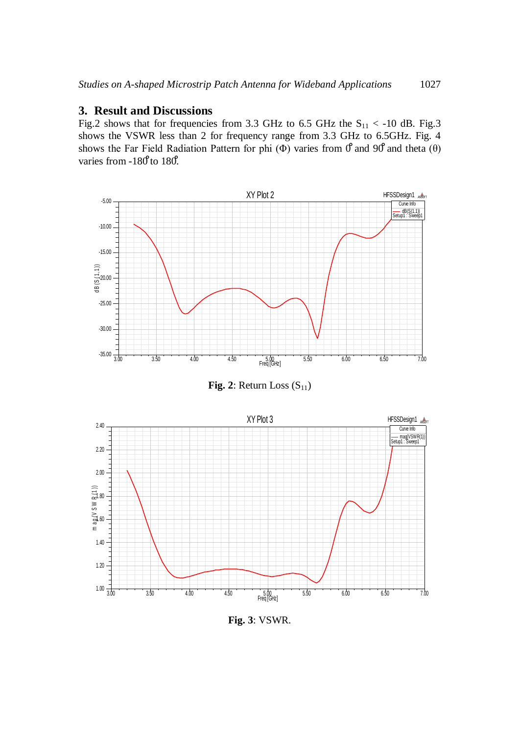## 3. Result and Discussions

Fig.2 shows that for frequencies from 3.3 GHz to 6.5 GHz the $S_{11} < -10$ dB. Fig.3 shows the VSWR less than 2 for frequency range from 3.3 GHz to 6.5GHz. Fig. 4 shows the Far Field Radiation Pattern for phi ($\Phi$) varies from $0^\circ$ and $90^\circ$ and theta ($\theta$) varies from $-180^\circ$ to $180^\circ$.

**Fig. 2**: Return Loss ($S_{11}$)

**Fig. 3**: VSWR.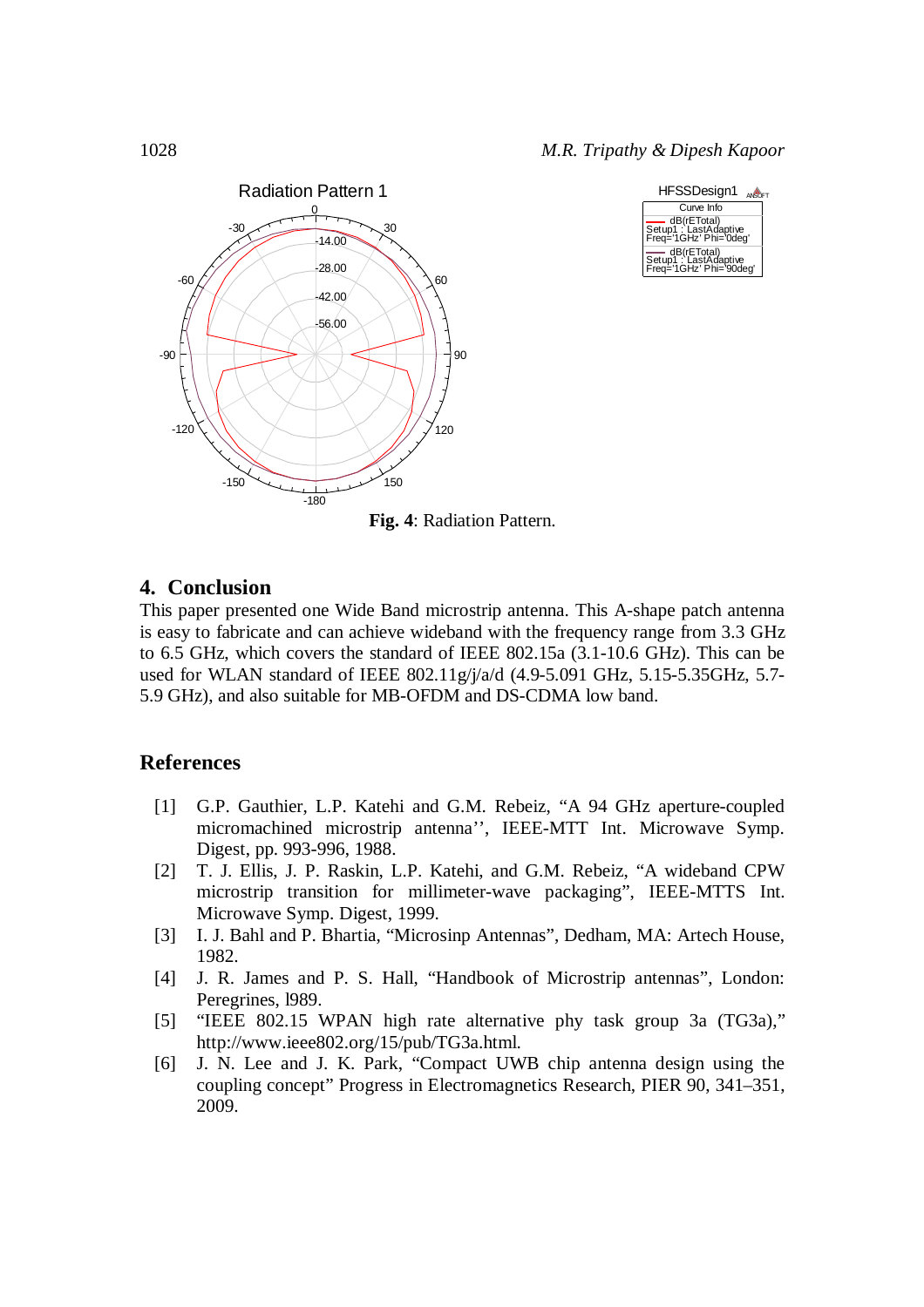Radiation Pattern 1

HFSSDesign1

Curve Info

dB(rETotal)
Setup1 : LastAdaptive
Freq='1GHz' Phi='0deg'

dB(rETotal)
Setup1 : LastAdaptive
Freq='1GHz' Phi='90deg'

0, 30, 60, 90, 120, 150, -180, -150, -120, -90, -60, -30

-14.00, -28.00, -42.00, -56.00

**Fig. 4**: Radiation Pattern.

## 4. Conclusion

This paper presented one Wide Band microstrip antenna. This A-shape patch antenna is easy to fabricate and can achieve wideband with the frequency range from 3.3 GHz to 6.5 GHz, which covers the standard of IEEE 802.15a (3.1-10.6 GHz). This can be used for WLAN standard of IEEE 802.11g/j/a/d (4.9-5.091 GHz, 5.15-5.35GHz, 5.7-5.9 GHz), and also suitable for MB-OFDM and DS-CDMA low band.

## References

[1] G.P. Gauthier, L.P. Katehi and G.M. Rebeiz, "A 94 GHz aperture-coupled micromachined microstrip antenna'', IEEE-MTT Int. Microwave Symp. Digest, pp. 993-996, 1988.

[2] T. J. Ellis, J. P. Raskin, L.P. Katehi, and G.M. Rebeiz, "A wideband CPW microstrip transition for millimeter-wave packaging", IEEE-MTTS Int. Microwave Symp. Digest, 1999.

[3] I. J. Bahl and P. Bhartia, "Microsinp Antennas", Dedham, MA: Artech House, 1982.

[4] J. R. James and P. S. Hall, "Handbook of Microstrip antennas", London: Peregrines, l989.

[5] "IEEE 802.15 WPAN high rate alternative phy task group 3a (TG3a)," http://www.ieee802.org/15/pub/TG3a.html.

[6] J. N. Lee and J. K. Park, "Compact UWB chip antenna design using the coupling concept" Progress in Electromagnetics Research, PIER 90, 341–351, 2009.